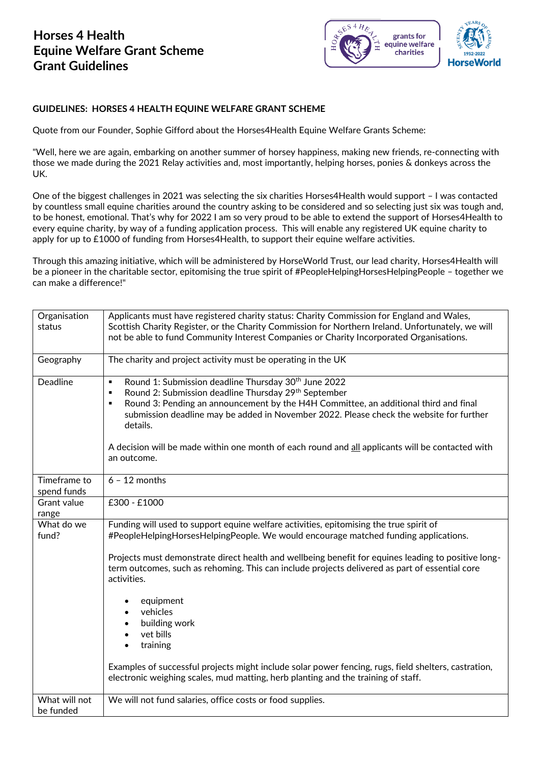# Horses 4 Health
# Equine Welfare Grant Scheme
# Grant Guidelines

**GUIDELINES: HORSES 4 HEALTH EQUINE WELFARE GRANT SCHEME**

Quote from our Founder, Sophie Gifford about the Horses4Health Equine Welfare Grants Scheme:

"Well, here we are again, embarking on another summer of horsey happiness, making new friends, re-connecting with those we made during the 2021 Relay activities and, most importantly, helping horses, ponies & donkeys across the UK.

One of the biggest challenges in 2021 was selecting the six charities Horses4Health would support – I was contacted by countless small equine charities around the country asking to be considered and so selecting just six was tough and, to be honest, emotional. That's why for 2022 I am so very proud to be able to extend the support of Horses4Health to every equine charity, by way of a funding application process. This will enable any registered UK equine charity to apply for up to £1000 of funding from Horses4Health, to support their equine welfare activities.

Through this amazing initiative, which will be administered by HorseWorld Trust, our lead charity, Horses4Health will be a pioneer in the charitable sector, epitomising the true spirit of #PeopleHelpingHorsesHelpingPeople – together we can make a difference!"

| | |
|---|---|
| Organisation status | Applicants must have registered charity status: Charity Commission for England and Wales, Scottish Charity Register, or the Charity Commission for Northern Ireland. Unfortunately, we will not be able to fund Community Interest Companies or Charity Incorporated Organisations. |
| Geography | The charity and project activity must be operating in the UK |
| Deadline | ▪ Round 1: Submission deadline Thursday 30th June 2022<br>▪ Round 2: Submission deadline Thursday 29th September<br>▪ Round 3: Pending an announcement by the H4H Committee, an additional third and final submission deadline may be added in November 2022. Please check the website for further details.<br><br>A decision will be made within one month of each round and <u>all</u> applicants will be contacted with an outcome. |
| Timeframe to spend funds | 6 – 12 months |
| Grant value range | £300 - £1000 |
| What do we fund? | Funding will used to support equine welfare activities, epitomising the true spirit of #PeopleHelpingHorsesHelpingPeople. We would encourage matched funding applications.<br><br>Projects must demonstrate direct health and wellbeing benefit for equines leading to positive long-term outcomes, such as rehoming. This can include projects delivered as part of essential core activities.<br><br>• equipment<br>• vehicles<br>• building work<br>• vet bills<br>• training<br><br>Examples of successful projects might include solar power fencing, rugs, field shelters, castration, electronic weighing scales, mud matting, herb planting and the training of staff. |
| What will not be funded | We will not fund salaries, office costs or food supplies. |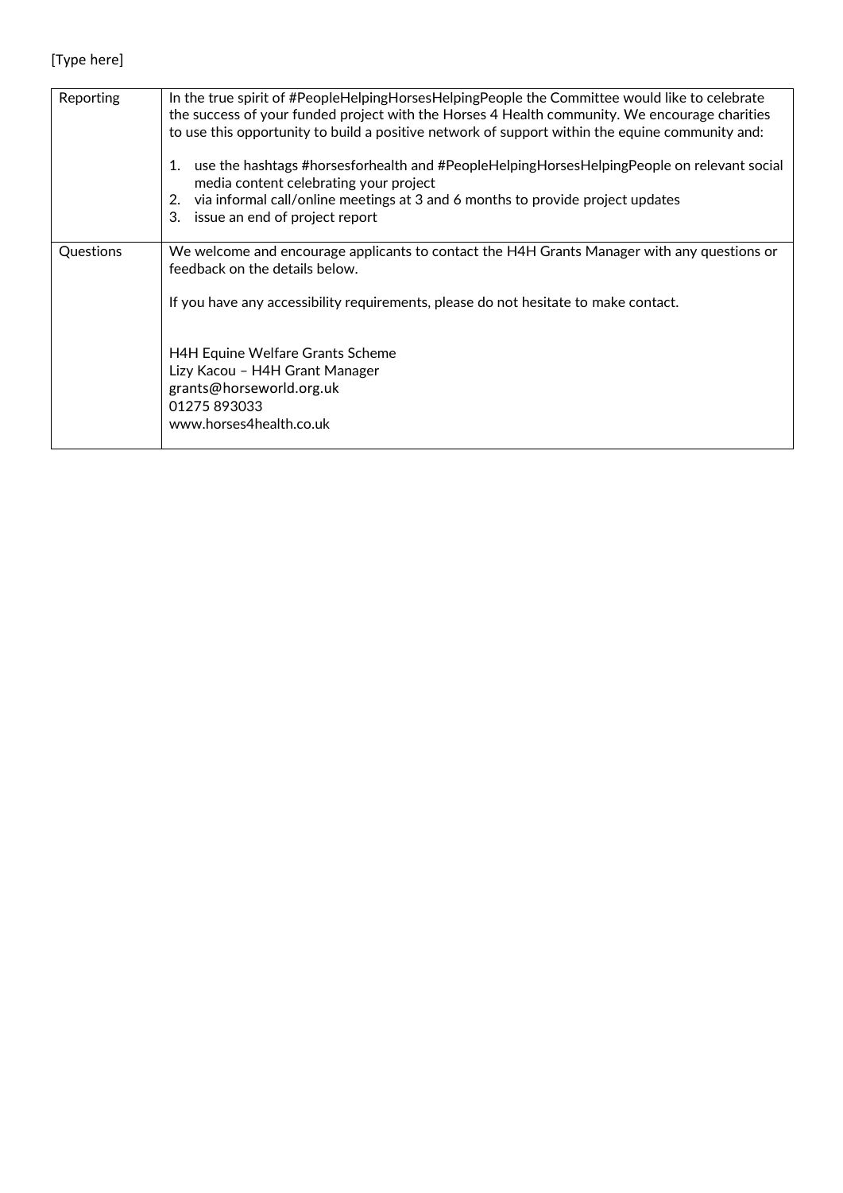[Type here]

| | |
|---|---|
| Reporting | In the true spirit of #PeopleHelpingHorsesHelpingPeople the Committee would like to celebrate the success of your funded project with the Horses 4 Health community. We encourage charities to use this opportunity to build a positive network of support within the equine community and:<br><br>1. use the hashtags #horsesforhealth and #PeopleHelpingHorsesHelpingPeople on relevant social media content celebrating your project<br>2. via informal call/online meetings at 3 and 6 months to provide project updates<br>3. issue an end of project report |
| Questions | We welcome and encourage applicants to contact the H4H Grants Manager with any questions or feedback on the details below.<br><br>If you have any accessibility requirements, please do not hesitate to make contact.<br><br>H4H Equine Welfare Grants Scheme<br>Lizy Kacou – H4H Grant Manager<br>grants@horseworld.org.uk<br>01275 893033<br>www.horses4health.co.uk |